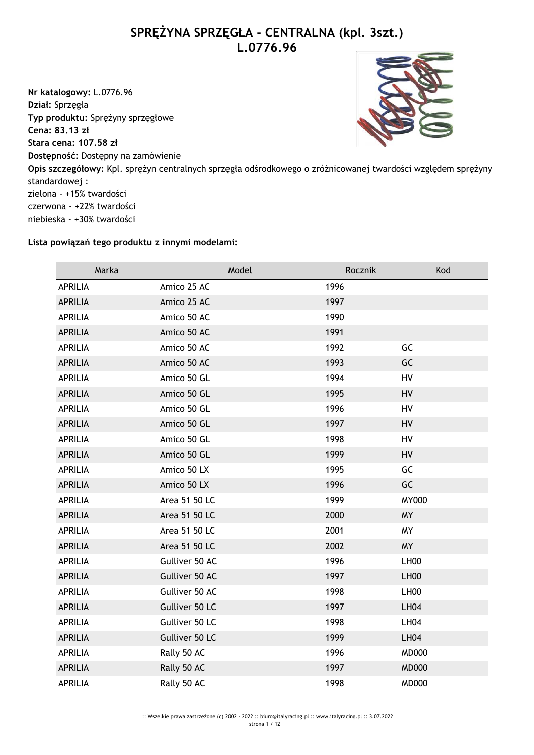# SPRĘŻYNA SPRZĘGŁA - CENTRALNA (kpl. 3szt.) L.0776.96

**Nr katalogowy:** L.0776.96
**Dział:** Sprzęgła
**Typ produktu:** Sprężyny sprzęgłowe
**Cena: 83.13 zł**
**Stara cena: 107.58 zł**
**Dostępność:** Dostępny na zamówienie
**Opis szczegółowy:** Kpl. sprężyn centralnych sprzęgła odśrodkowego o zróżnicowanej twardości względem sprężyny standardowej :
zielona - +15% twardości
czerwona - +22% twardości
niebieska - +30% twardości

**Lista powiązań tego produktu z innymi modelami:**

| Marka | Model | Rocznik | Kod |
|---|---|---|---|
| APRILIA | Amico 25 AC | 1996 | |
| APRILIA | Amico 25 AC | 1997 | |
| APRILIA | Amico 50 AC | 1990 | |
| APRILIA | Amico 50 AC | 1991 | |
| APRILIA | Amico 50 AC | 1992 | GC |
| APRILIA | Amico 50 AC | 1993 | GC |
| APRILIA | Amico 50 GL | 1994 | HV |
| APRILIA | Amico 50 GL | 1995 | HV |
| APRILIA | Amico 50 GL | 1996 | HV |
| APRILIA | Amico 50 GL | 1997 | HV |
| APRILIA | Amico 50 GL | 1998 | HV |
| APRILIA | Amico 50 GL | 1999 | HV |
| APRILIA | Amico 50 LX | 1995 | GC |
| APRILIA | Amico 50 LX | 1996 | GC |
| APRILIA | Area 51 50 LC | 1999 | MY000 |
| APRILIA | Area 51 50 LC | 2000 | MY |
| APRILIA | Area 51 50 LC | 2001 | MY |
| APRILIA | Area 51 50 LC | 2002 | MY |
| APRILIA | Gulliver 50 AC | 1996 | LH00 |
| APRILIA | Gulliver 50 AC | 1997 | LH00 |
| APRILIA | Gulliver 50 AC | 1998 | LH00 |
| APRILIA | Gulliver 50 LC | 1997 | LH04 |
| APRILIA | Gulliver 50 LC | 1998 | LH04 |
| APRILIA | Gulliver 50 LC | 1999 | LH04 |
| APRILIA | Rally 50 AC | 1996 | MD000 |
| APRILIA | Rally 50 AC | 1997 | MD000 |
| APRILIA | Rally 50 AC | 1998 | MD000 |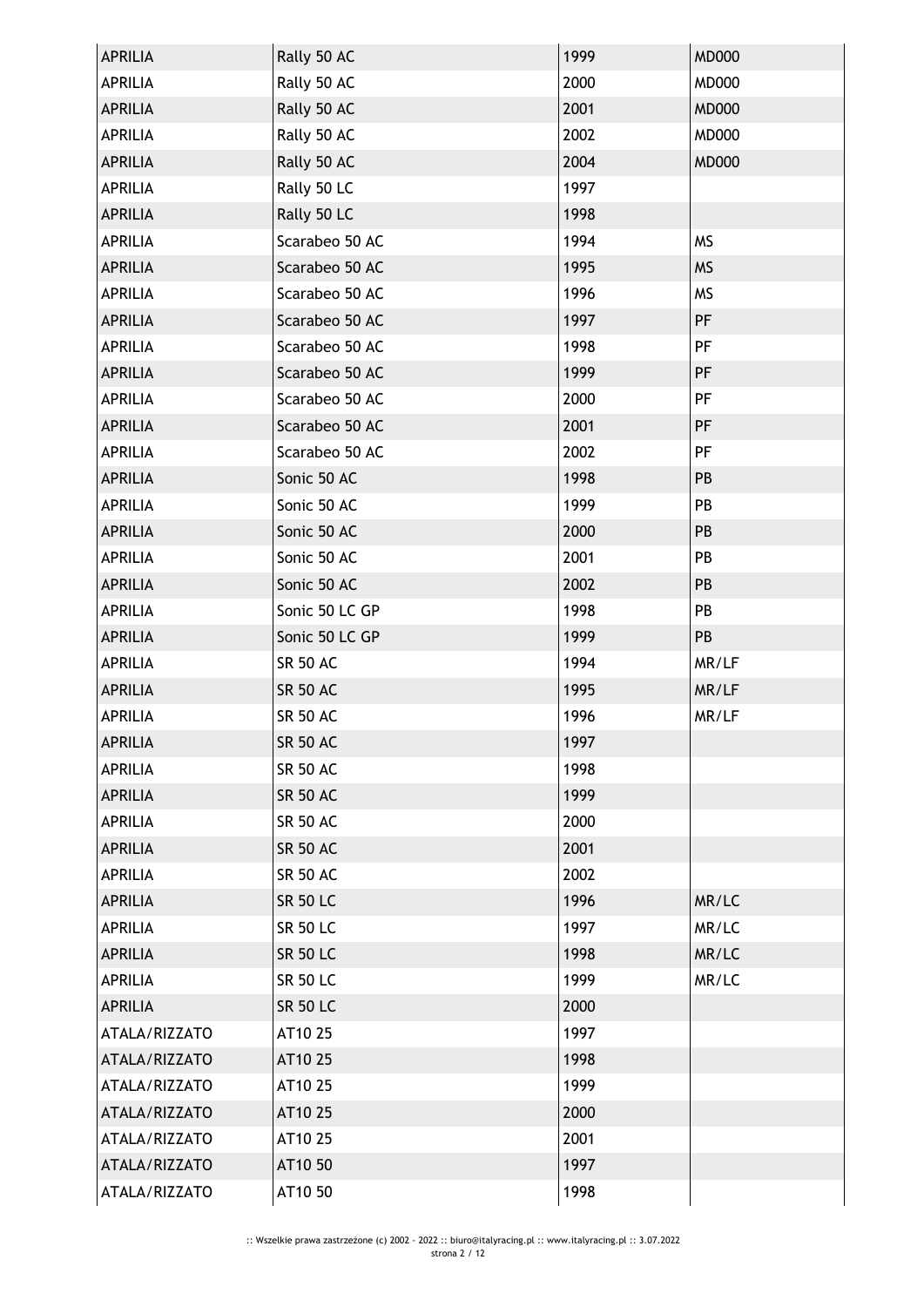| | | | |
|---|---|---|---|
| APRILIA | Rally 50 AC | 1999 | MD000 |
| APRILIA | Rally 50 AC | 2000 | MD000 |
| APRILIA | Rally 50 AC | 2001 | MD000 |
| APRILIA | Rally 50 AC | 2002 | MD000 |
| APRILIA | Rally 50 AC | 2004 | MD000 |
| APRILIA | Rally 50 LC | 1997 | |
| APRILIA | Rally 50 LC | 1998 | |
| APRILIA | Scarabeo 50 AC | 1994 | MS |
| APRILIA | Scarabeo 50 AC | 1995 | MS |
| APRILIA | Scarabeo 50 AC | 1996 | MS |
| APRILIA | Scarabeo 50 AC | 1997 | PF |
| APRILIA | Scarabeo 50 AC | 1998 | PF |
| APRILIA | Scarabeo 50 AC | 1999 | PF |
| APRILIA | Scarabeo 50 AC | 2000 | PF |
| APRILIA | Scarabeo 50 AC | 2001 | PF |
| APRILIA | Scarabeo 50 AC | 2002 | PF |
| APRILIA | Sonic 50 AC | 1998 | PB |
| APRILIA | Sonic 50 AC | 1999 | PB |
| APRILIA | Sonic 50 AC | 2000 | PB |
| APRILIA | Sonic 50 AC | 2001 | PB |
| APRILIA | Sonic 50 AC | 2002 | PB |
| APRILIA | Sonic 50 LC GP | 1998 | PB |
| APRILIA | Sonic 50 LC GP | 1999 | PB |
| APRILIA | SR 50 AC | 1994 | MR/LF |
| APRILIA | SR 50 AC | 1995 | MR/LF |
| APRILIA | SR 50 AC | 1996 | MR/LF |
| APRILIA | SR 50 AC | 1997 | |
| APRILIA | SR 50 AC | 1998 | |
| APRILIA | SR 50 AC | 1999 | |
| APRILIA | SR 50 AC | 2000 | |
| APRILIA | SR 50 AC | 2001 | |
| APRILIA | SR 50 AC | 2002 | |
| APRILIA | SR 50 LC | 1996 | MR/LC |
| APRILIA | SR 50 LC | 1997 | MR/LC |
| APRILIA | SR 50 LC | 1998 | MR/LC |
| APRILIA | SR 50 LC | 1999 | MR/LC |
| APRILIA | SR 50 LC | 2000 | |
| ATALA/RIZZATO | AT10 25 | 1997 | |
| ATALA/RIZZATO | AT10 25 | 1998 | |
| ATALA/RIZZATO | AT10 25 | 1999 | |
| ATALA/RIZZATO | AT10 25 | 2000 | |
| ATALA/RIZZATO | AT10 25 | 2001 | |
| ATALA/RIZZATO | AT10 50 | 1997 | |
| ATALA/RIZZATO | AT10 50 | 1998 | |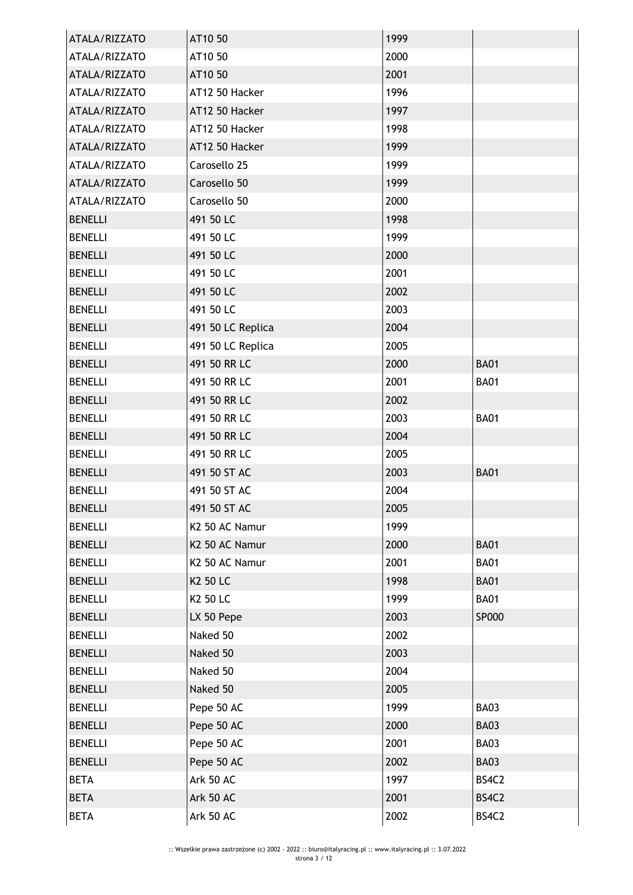| | | | |
|---|---|---|---|
| ATALA/RIZZATO | AT10 50 | 1999 | |
| ATALA/RIZZATO | AT10 50 | 2000 | |
| ATALA/RIZZATO | AT10 50 | 2001 | |
| ATALA/RIZZATO | AT12 50 Hacker | 1996 | |
| ATALA/RIZZATO | AT12 50 Hacker | 1997 | |
| ATALA/RIZZATO | AT12 50 Hacker | 1998 | |
| ATALA/RIZZATO | AT12 50 Hacker | 1999 | |
| ATALA/RIZZATO | Carosello 25 | 1999 | |
| ATALA/RIZZATO | Carosello 50 | 1999 | |
| ATALA/RIZZATO | Carosello 50 | 2000 | |
| BENELLI | 491 50 LC | 1998 | |
| BENELLI | 491 50 LC | 1999 | |
| BENELLI | 491 50 LC | 2000 | |
| BENELLI | 491 50 LC | 2001 | |
| BENELLI | 491 50 LC | 2002 | |
| BENELLI | 491 50 LC | 2003 | |
| BENELLI | 491 50 LC Replica | 2004 | |
| BENELLI | 491 50 LC Replica | 2005 | |
| BENELLI | 491 50 RR LC | 2000 | BA01 |
| BENELLI | 491 50 RR LC | 2001 | BA01 |
| BENELLI | 491 50 RR LC | 2002 | |
| BENELLI | 491 50 RR LC | 2003 | BA01 |
| BENELLI | 491 50 RR LC | 2004 | |
| BENELLI | 491 50 RR LC | 2005 | |
| BENELLI | 491 50 ST AC | 2003 | BA01 |
| BENELLI | 491 50 ST AC | 2004 | |
| BENELLI | 491 50 ST AC | 2005 | |
| BENELLI | K2 50 AC Namur | 1999 | |
| BENELLI | K2 50 AC Namur | 2000 | BA01 |
| BENELLI | K2 50 AC Namur | 2001 | BA01 |
| BENELLI | K2 50 LC | 1998 | BA01 |
| BENELLI | K2 50 LC | 1999 | BA01 |
| BENELLI | LX 50 Pepe | 2003 | SP000 |
| BENELLI | Naked 50 | 2002 | |
| BENELLI | Naked 50 | 2003 | |
| BENELLI | Naked 50 | 2004 | |
| BENELLI | Naked 50 | 2005 | |
| BENELLI | Pepe 50 AC | 1999 | BA03 |
| BENELLI | Pepe 50 AC | 2000 | BA03 |
| BENELLI | Pepe 50 AC | 2001 | BA03 |
| BENELLI | Pepe 50 AC | 2002 | BA03 |
| BETA | Ark 50 AC | 1997 | BS4C2 |
| BETA | Ark 50 AC | 2001 | BS4C2 |
| BETA | Ark 50 AC | 2002 | BS4C2 |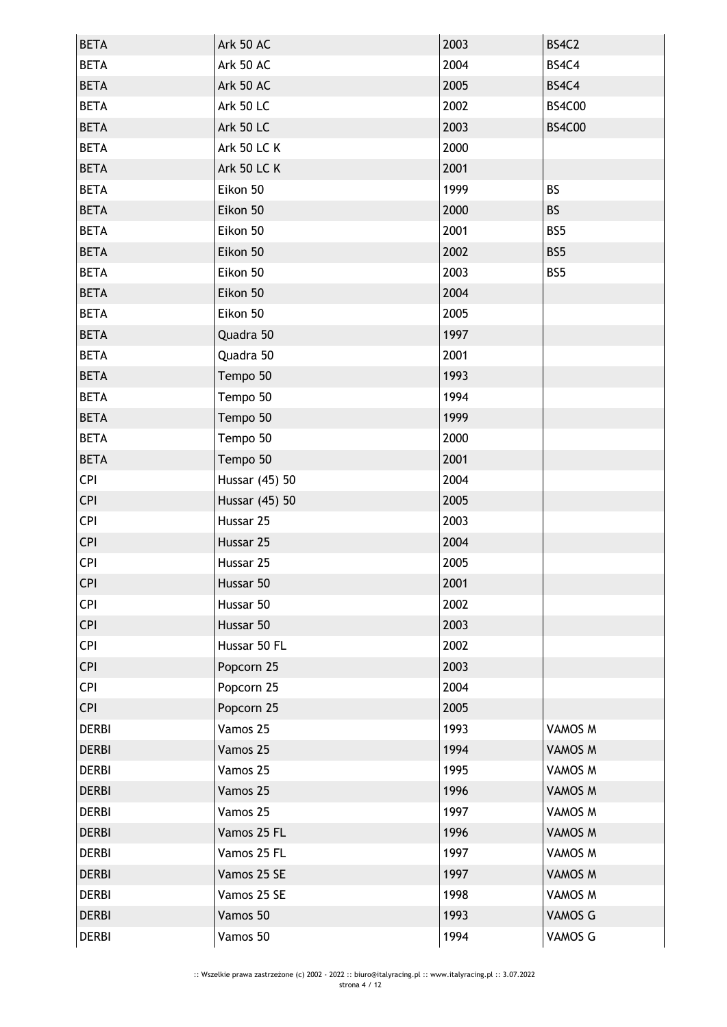| | | | |
|---|---|---|---|
| BETA | Ark 50 AC | 2003 | BS4C2 |
| BETA | Ark 50 AC | 2004 | BS4C4 |
| BETA | Ark 50 AC | 2005 | BS4C4 |
| BETA | Ark 50 LC | 2002 | BS4C00 |
| BETA | Ark 50 LC | 2003 | BS4C00 |
| BETA | Ark 50 LC K | 2000 | |
| BETA | Ark 50 LC K | 2001 | |
| BETA | Eikon 50 | 1999 | BS |
| BETA | Eikon 50 | 2000 | BS |
| BETA | Eikon 50 | 2001 | BS5 |
| BETA | Eikon 50 | 2002 | BS5 |
| BETA | Eikon 50 | 2003 | BS5 |
| BETA | Eikon 50 | 2004 | |
| BETA | Eikon 50 | 2005 | |
| BETA | Quadra 50 | 1997 | |
| BETA | Quadra 50 | 2001 | |
| BETA | Tempo 50 | 1993 | |
| BETA | Tempo 50 | 1994 | |
| BETA | Tempo 50 | 1999 | |
| BETA | Tempo 50 | 2000 | |
| BETA | Tempo 50 | 2001 | |
| CPI | Hussar (45) 50 | 2004 | |
| CPI | Hussar (45) 50 | 2005 | |
| CPI | Hussar 25 | 2003 | |
| CPI | Hussar 25 | 2004 | |
| CPI | Hussar 25 | 2005 | |
| CPI | Hussar 50 | 2001 | |
| CPI | Hussar 50 | 2002 | |
| CPI | Hussar 50 | 2003 | |
| CPI | Hussar 50 FL | 2002 | |
| CPI | Popcorn 25 | 2003 | |
| CPI | Popcorn 25 | 2004 | |
| CPI | Popcorn 25 | 2005 | |
| DERBI | Vamos 25 | 1993 | VAMOS M |
| DERBI | Vamos 25 | 1994 | VAMOS M |
| DERBI | Vamos 25 | 1995 | VAMOS M |
| DERBI | Vamos 25 | 1996 | VAMOS M |
| DERBI | Vamos 25 | 1997 | VAMOS M |
| DERBI | Vamos 25 FL | 1996 | VAMOS M |
| DERBI | Vamos 25 FL | 1997 | VAMOS M |
| DERBI | Vamos 25 SE | 1997 | VAMOS M |
| DERBI | Vamos 25 SE | 1998 | VAMOS M |
| DERBI | Vamos 50 | 1993 | VAMOS G |
| DERBI | Vamos 50 | 1994 | VAMOS G |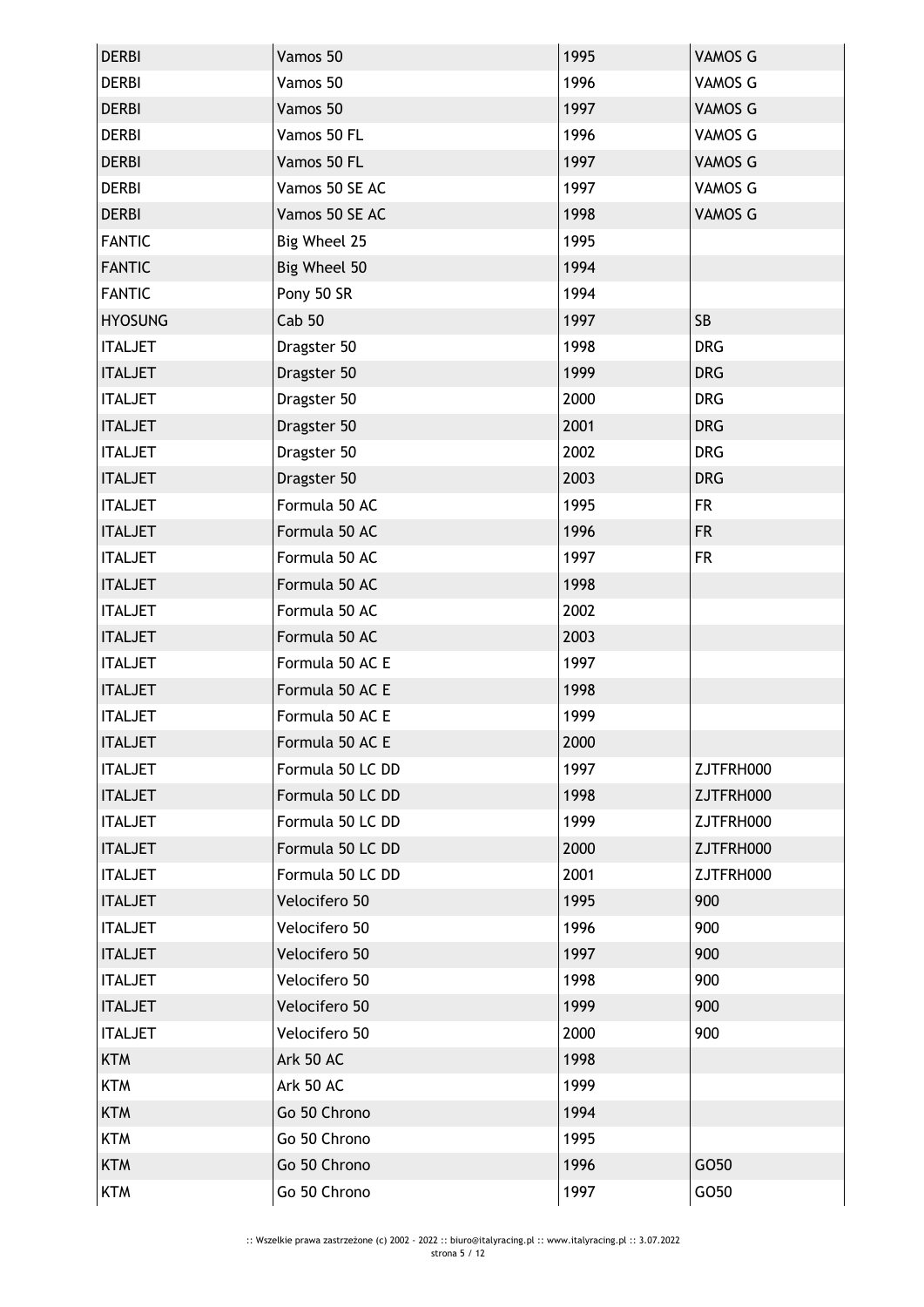| | | | |
|---|---|---|---|
| DERBI | Vamos 50 | 1995 | VAMOS G |
| DERBI | Vamos 50 | 1996 | VAMOS G |
| DERBI | Vamos 50 | 1997 | VAMOS G |
| DERBI | Vamos 50 FL | 1996 | VAMOS G |
| DERBI | Vamos 50 FL | 1997 | VAMOS G |
| DERBI | Vamos 50 SE AC | 1997 | VAMOS G |
| DERBI | Vamos 50 SE AC | 1998 | VAMOS G |
| FANTIC | Big Wheel 25 | 1995 | |
| FANTIC | Big Wheel 50 | 1994 | |
| FANTIC | Pony 50 SR | 1994 | |
| HYOSUNG | Cab 50 | 1997 | SB |
| ITALJET | Dragster 50 | 1998 | DRG |
| ITALJET | Dragster 50 | 1999 | DRG |
| ITALJET | Dragster 50 | 2000 | DRG |
| ITALJET | Dragster 50 | 2001 | DRG |
| ITALJET | Dragster 50 | 2002 | DRG |
| ITALJET | Dragster 50 | 2003 | DRG |
| ITALJET | Formula 50 AC | 1995 | FR |
| ITALJET | Formula 50 AC | 1996 | FR |
| ITALJET | Formula 50 AC | 1997 | FR |
| ITALJET | Formula 50 AC | 1998 | |
| ITALJET | Formula 50 AC | 2002 | |
| ITALJET | Formula 50 AC | 2003 | |
| ITALJET | Formula 50 AC E | 1997 | |
| ITALJET | Formula 50 AC E | 1998 | |
| ITALJET | Formula 50 AC E | 1999 | |
| ITALJET | Formula 50 AC E | 2000 | |
| ITALJET | Formula 50 LC DD | 1997 | ZJTFRH000 |
| ITALJET | Formula 50 LC DD | 1998 | ZJTFRH000 |
| ITALJET | Formula 50 LC DD | 1999 | ZJTFRH000 |
| ITALJET | Formula 50 LC DD | 2000 | ZJTFRH000 |
| ITALJET | Formula 50 LC DD | 2001 | ZJTFRH000 |
| ITALJET | Velocifero 50 | 1995 | 900 |
| ITALJET | Velocifero 50 | 1996 | 900 |
| ITALJET | Velocifero 50 | 1997 | 900 |
| ITALJET | Velocifero 50 | 1998 | 900 |
| ITALJET | Velocifero 50 | 1999 | 900 |
| ITALJET | Velocifero 50 | 2000 | 900 |
| KTM | Ark 50 AC | 1998 | |
| KTM | Ark 50 AC | 1999 | |
| KTM | Go 50 Chrono | 1994 | |
| KTM | Go 50 Chrono | 1995 | |
| KTM | Go 50 Chrono | 1996 | GO50 |
| KTM | Go 50 Chrono | 1997 | GO50 |

:: Wszelkie prawa zastrzeżone (c) 2002 - 2022 :: biuro@italyracing.pl :: www.italyracing.pl :: 3.07.2022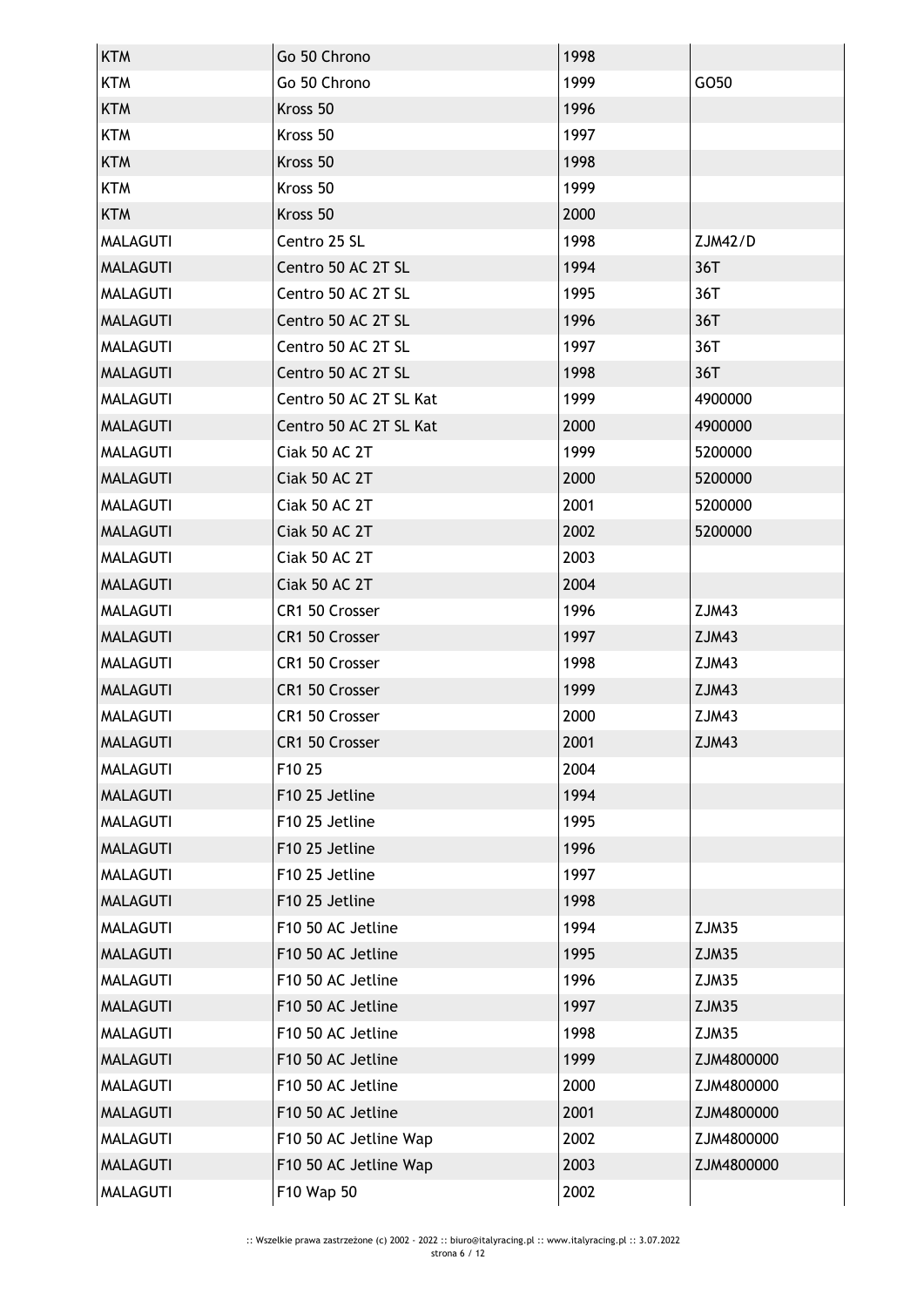| | | | |
|---|---|---|---|
| KTM | Go 50 Chrono | 1998 | |
| KTM | Go 50 Chrono | 1999 | GO50 |
| KTM | Kross 50 | 1996 | |
| KTM | Kross 50 | 1997 | |
| KTM | Kross 50 | 1998 | |
| KTM | Kross 50 | 1999 | |
| KTM | Kross 50 | 2000 | |
| MALAGUTI | Centro 25 SL | 1998 | ZJM42/D |
| MALAGUTI | Centro 50 AC 2T SL | 1994 | 36T |
| MALAGUTI | Centro 50 AC 2T SL | 1995 | 36T |
| MALAGUTI | Centro 50 AC 2T SL | 1996 | 36T |
| MALAGUTI | Centro 50 AC 2T SL | 1997 | 36T |
| MALAGUTI | Centro 50 AC 2T SL | 1998 | 36T |
| MALAGUTI | Centro 50 AC 2T SL Kat | 1999 | 4900000 |
| MALAGUTI | Centro 50 AC 2T SL Kat | 2000 | 4900000 |
| MALAGUTI | Ciak 50 AC 2T | 1999 | 5200000 |
| MALAGUTI | Ciak 50 AC 2T | 2000 | 5200000 |
| MALAGUTI | Ciak 50 AC 2T | 2001 | 5200000 |
| MALAGUTI | Ciak 50 AC 2T | 2002 | 5200000 |
| MALAGUTI | Ciak 50 AC 2T | 2003 | |
| MALAGUTI | Ciak 50 AC 2T | 2004 | |
| MALAGUTI | CR1 50 Crosser | 1996 | ZJM43 |
| MALAGUTI | CR1 50 Crosser | 1997 | ZJM43 |
| MALAGUTI | CR1 50 Crosser | 1998 | ZJM43 |
| MALAGUTI | CR1 50 Crosser | 1999 | ZJM43 |
| MALAGUTI | CR1 50 Crosser | 2000 | ZJM43 |
| MALAGUTI | CR1 50 Crosser | 2001 | ZJM43 |
| MALAGUTI | F10 25 | 2004 | |
| MALAGUTI | F10 25 Jetline | 1994 | |
| MALAGUTI | F10 25 Jetline | 1995 | |
| MALAGUTI | F10 25 Jetline | 1996 | |
| MALAGUTI | F10 25 Jetline | 1997 | |
| MALAGUTI | F10 25 Jetline | 1998 | |
| MALAGUTI | F10 50 AC Jetline | 1994 | ZJM35 |
| MALAGUTI | F10 50 AC Jetline | 1995 | ZJM35 |
| MALAGUTI | F10 50 AC Jetline | 1996 | ZJM35 |
| MALAGUTI | F10 50 AC Jetline | 1997 | ZJM35 |
| MALAGUTI | F10 50 AC Jetline | 1998 | ZJM35 |
| MALAGUTI | F10 50 AC Jetline | 1999 | ZJM4800000 |
| MALAGUTI | F10 50 AC Jetline | 2000 | ZJM4800000 |
| MALAGUTI | F10 50 AC Jetline | 2001 | ZJM4800000 |
| MALAGUTI | F10 50 AC Jetline Wap | 2002 | ZJM4800000 |
| MALAGUTI | F10 50 AC Jetline Wap | 2003 | ZJM4800000 |
| MALAGUTI | F10 Wap 50 | 2002 | |

:: Wszelkie prawa zastrzeżone (c) 2002 - 2022 :: biuro@italyracing.pl :: www.italyracing.pl :: 3.07.2022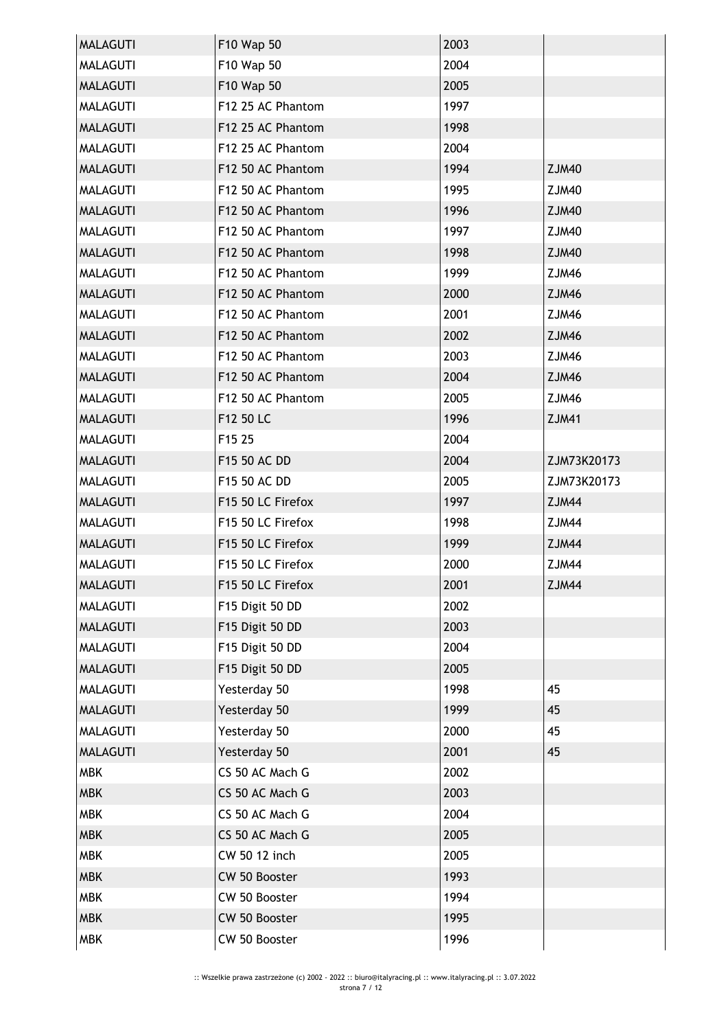| | | | |
|---|---|---|---|
| MALAGUTI | F10 Wap 50 | 2003 | |
| MALAGUTI | F10 Wap 50 | 2004 | |
| MALAGUTI | F10 Wap 50 | 2005 | |
| MALAGUTI | F12 25 AC Phantom | 1997 | |
| MALAGUTI | F12 25 AC Phantom | 1998 | |
| MALAGUTI | F12 25 AC Phantom | 2004 | |
| MALAGUTI | F12 50 AC Phantom | 1994 | ZJM40 |
| MALAGUTI | F12 50 AC Phantom | 1995 | ZJM40 |
| MALAGUTI | F12 50 AC Phantom | 1996 | ZJM40 |
| MALAGUTI | F12 50 AC Phantom | 1997 | ZJM40 |
| MALAGUTI | F12 50 AC Phantom | 1998 | ZJM40 |
| MALAGUTI | F12 50 AC Phantom | 1999 | ZJM46 |
| MALAGUTI | F12 50 AC Phantom | 2000 | ZJM46 |
| MALAGUTI | F12 50 AC Phantom | 2001 | ZJM46 |
| MALAGUTI | F12 50 AC Phantom | 2002 | ZJM46 |
| MALAGUTI | F12 50 AC Phantom | 2003 | ZJM46 |
| MALAGUTI | F12 50 AC Phantom | 2004 | ZJM46 |
| MALAGUTI | F12 50 AC Phantom | 2005 | ZJM46 |
| MALAGUTI | F12 50 LC | 1996 | ZJM41 |
| MALAGUTI | F15 25 | 2004 | |
| MALAGUTI | F15 50 AC DD | 2004 | ZJM73K20173 |
| MALAGUTI | F15 50 AC DD | 2005 | ZJM73K20173 |
| MALAGUTI | F15 50 LC Firefox | 1997 | ZJM44 |
| MALAGUTI | F15 50 LC Firefox | 1998 | ZJM44 |
| MALAGUTI | F15 50 LC Firefox | 1999 | ZJM44 |
| MALAGUTI | F15 50 LC Firefox | 2000 | ZJM44 |
| MALAGUTI | F15 50 LC Firefox | 2001 | ZJM44 |
| MALAGUTI | F15 Digit 50 DD | 2002 | |
| MALAGUTI | F15 Digit 50 DD | 2003 | |
| MALAGUTI | F15 Digit 50 DD | 2004 | |
| MALAGUTI | F15 Digit 50 DD | 2005 | |
| MALAGUTI | Yesterday 50 | 1998 | 45 |
| MALAGUTI | Yesterday 50 | 1999 | 45 |
| MALAGUTI | Yesterday 50 | 2000 | 45 |
| MALAGUTI | Yesterday 50 | 2001 | 45 |
| MBK | CS 50 AC Mach G | 2002 | |
| MBK | CS 50 AC Mach G | 2003 | |
| MBK | CS 50 AC Mach G | 2004 | |
| MBK | CS 50 AC Mach G | 2005 | |
| MBK | CW 50 12 inch | 2005 | |
| MBK | CW 50 Booster | 1993 | |
| MBK | CW 50 Booster | 1994 | |
| MBK | CW 50 Booster | 1995 | |
| MBK | CW 50 Booster | 1996 | |

:: Wszelkie prawa zastrzeżone (c) 2002 - 2022 :: biuro@italyracing.pl :: www.italyracing.pl :: 3.07.2022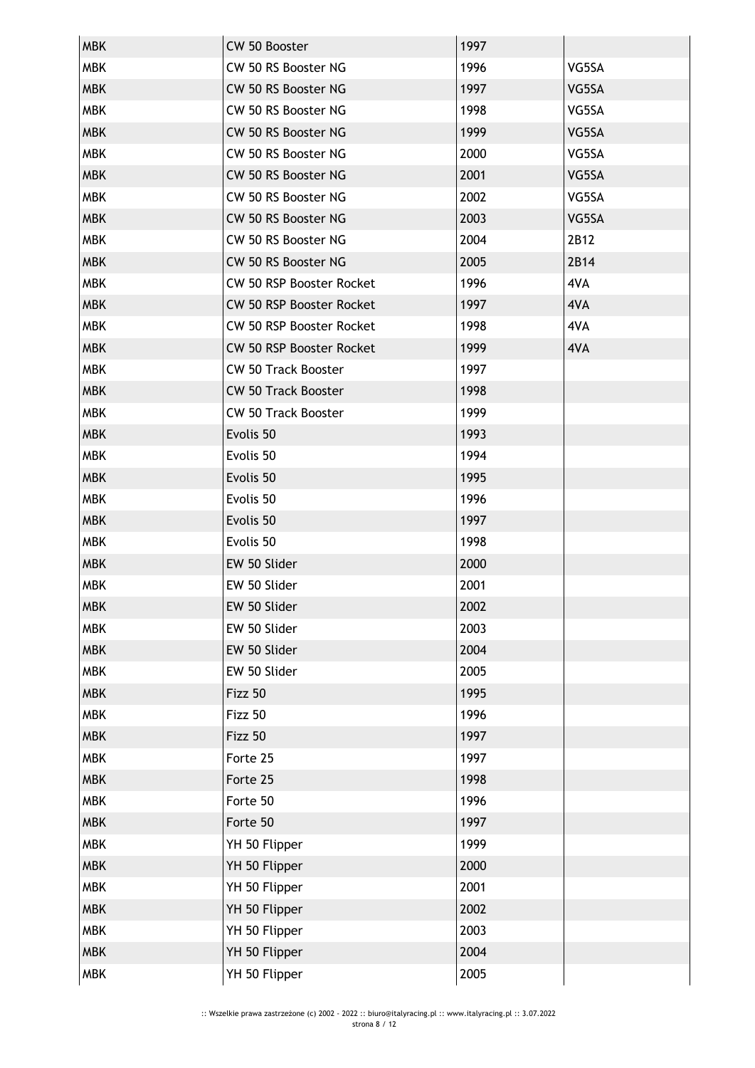| | | | |
|---|---|---|---|
| MBK | CW 50 Booster | 1997 | |
| MBK | CW 50 RS Booster NG | 1996 | VG5SA |
| MBK | CW 50 RS Booster NG | 1997 | VG5SA |
| MBK | CW 50 RS Booster NG | 1998 | VG5SA |
| MBK | CW 50 RS Booster NG | 1999 | VG5SA |
| MBK | CW 50 RS Booster NG | 2000 | VG5SA |
| MBK | CW 50 RS Booster NG | 2001 | VG5SA |
| MBK | CW 50 RS Booster NG | 2002 | VG5SA |
| MBK | CW 50 RS Booster NG | 2003 | VG5SA |
| MBK | CW 50 RS Booster NG | 2004 | 2B12 |
| MBK | CW 50 RS Booster NG | 2005 | 2B14 |
| MBK | CW 50 RSP Booster Rocket | 1996 | 4VA |
| MBK | CW 50 RSP Booster Rocket | 1997 | 4VA |
| MBK | CW 50 RSP Booster Rocket | 1998 | 4VA |
| MBK | CW 50 RSP Booster Rocket | 1999 | 4VA |
| MBK | CW 50 Track Booster | 1997 | |
| MBK | CW 50 Track Booster | 1998 | |
| MBK | CW 50 Track Booster | 1999 | |
| MBK | Evolis 50 | 1993 | |
| MBK | Evolis 50 | 1994 | |
| MBK | Evolis 50 | 1995 | |
| MBK | Evolis 50 | 1996 | |
| MBK | Evolis 50 | 1997 | |
| MBK | Evolis 50 | 1998 | |
| MBK | EW 50 Slider | 2000 | |
| MBK | EW 50 Slider | 2001 | |
| MBK | EW 50 Slider | 2002 | |
| MBK | EW 50 Slider | 2003 | |
| MBK | EW 50 Slider | 2004 | |
| MBK | EW 50 Slider | 2005 | |
| MBK | Fizz 50 | 1995 | |
| MBK | Fizz 50 | 1996 | |
| MBK | Fizz 50 | 1997 | |
| MBK | Forte 25 | 1997 | |
| MBK | Forte 25 | 1998 | |
| MBK | Forte 50 | 1996 | |
| MBK | Forte 50 | 1997 | |
| MBK | YH 50 Flipper | 1999 | |
| MBK | YH 50 Flipper | 2000 | |
| MBK | YH 50 Flipper | 2001 | |
| MBK | YH 50 Flipper | 2002 | |
| MBK | YH 50 Flipper | 2003 | |
| MBK | YH 50 Flipper | 2004 | |
| MBK | YH 50 Flipper | 2005 | |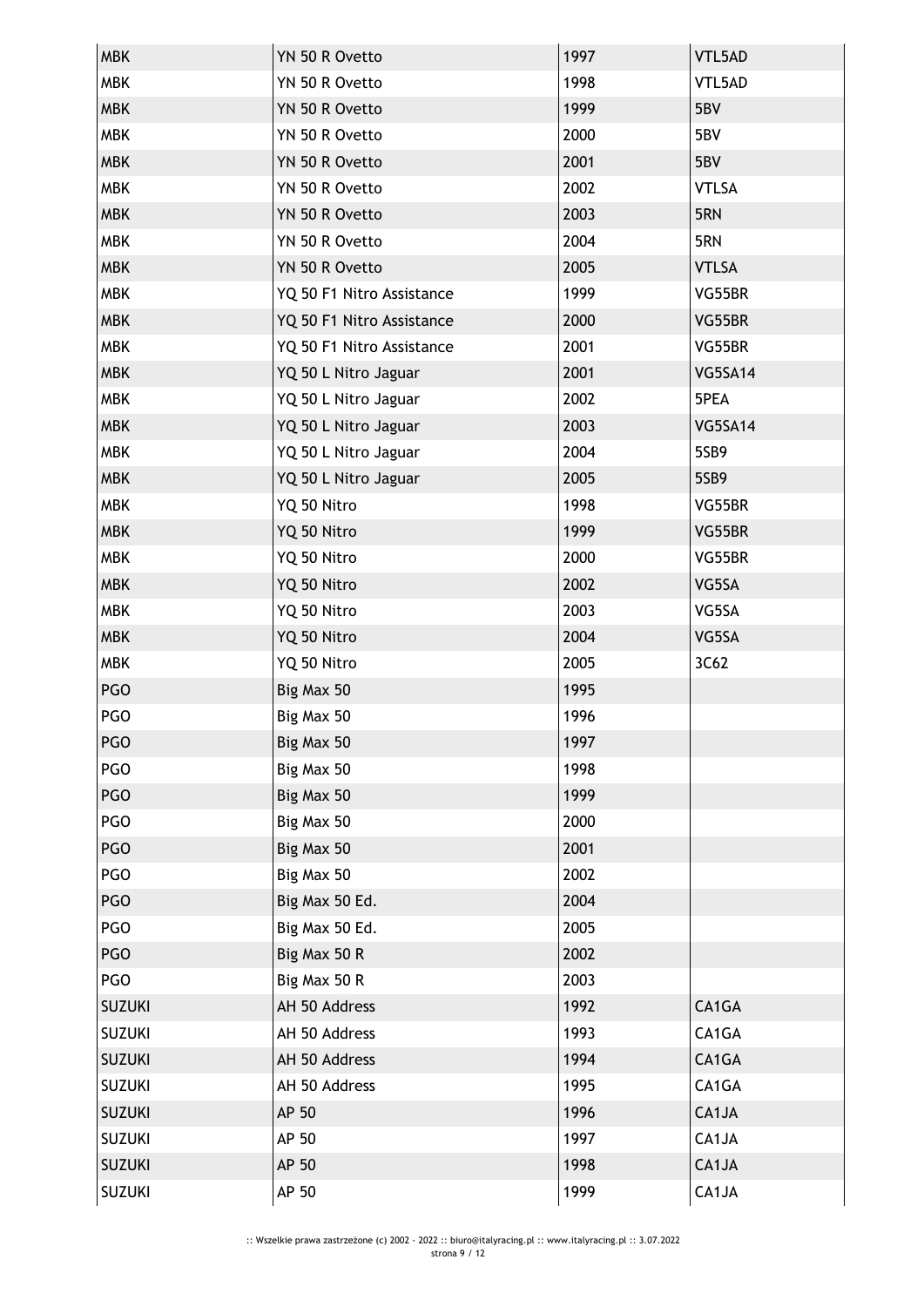| | | | |
|---|---|---|---|
| MBK | YN 50 R Ovetto | 1997 | VTL5AD |
| MBK | YN 50 R Ovetto | 1998 | VTL5AD |
| MBK | YN 50 R Ovetto | 1999 | 5BV |
| MBK | YN 50 R Ovetto | 2000 | 5BV |
| MBK | YN 50 R Ovetto | 2001 | 5BV |
| MBK | YN 50 R Ovetto | 2002 | VTLSA |
| MBK | YN 50 R Ovetto | 2003 | 5RN |
| MBK | YN 50 R Ovetto | 2004 | 5RN |
| MBK | YN 50 R Ovetto | 2005 | VTLSA |
| MBK | YQ 50 F1 Nitro Assistance | 1999 | VG55BR |
| MBK | YQ 50 F1 Nitro Assistance | 2000 | VG55BR |
| MBK | YQ 50 F1 Nitro Assistance | 2001 | VG55BR |
| MBK | YQ 50 L Nitro Jaguar | 2001 | VG5SA14 |
| MBK | YQ 50 L Nitro Jaguar | 2002 | 5PEA |
| MBK | YQ 50 L Nitro Jaguar | 2003 | VG5SA14 |
| MBK | YQ 50 L Nitro Jaguar | 2004 | 5SB9 |
| MBK | YQ 50 L Nitro Jaguar | 2005 | 5SB9 |
| MBK | YQ 50 Nitro | 1998 | VG55BR |
| MBK | YQ 50 Nitro | 1999 | VG55BR |
| MBK | YQ 50 Nitro | 2000 | VG55BR |
| MBK | YQ 50 Nitro | 2002 | VG5SA |
| MBK | YQ 50 Nitro | 2003 | VG5SA |
| MBK | YQ 50 Nitro | 2004 | VG5SA |
| MBK | YQ 50 Nitro | 2005 | 3C62 |
| PGO | Big Max 50 | 1995 | |
| PGO | Big Max 50 | 1996 | |
| PGO | Big Max 50 | 1997 | |
| PGO | Big Max 50 | 1998 | |
| PGO | Big Max 50 | 1999 | |
| PGO | Big Max 50 | 2000 | |
| PGO | Big Max 50 | 2001 | |
| PGO | Big Max 50 | 2002 | |
| PGO | Big Max 50 Ed. | 2004 | |
| PGO | Big Max 50 Ed. | 2005 | |
| PGO | Big Max 50 R | 2002 | |
| PGO | Big Max 50 R | 2003 | |
| SUZUKI | AH 50 Address | 1992 | CA1GA |
| SUZUKI | AH 50 Address | 1993 | CA1GA |
| SUZUKI | AH 50 Address | 1994 | CA1GA |
| SUZUKI | AH 50 Address | 1995 | CA1GA |
| SUZUKI | AP 50 | 1996 | CA1JA |
| SUZUKI | AP 50 | 1997 | CA1JA |
| SUZUKI | AP 50 | 1998 | CA1JA |
| SUZUKI | AP 50 | 1999 | CA1JA |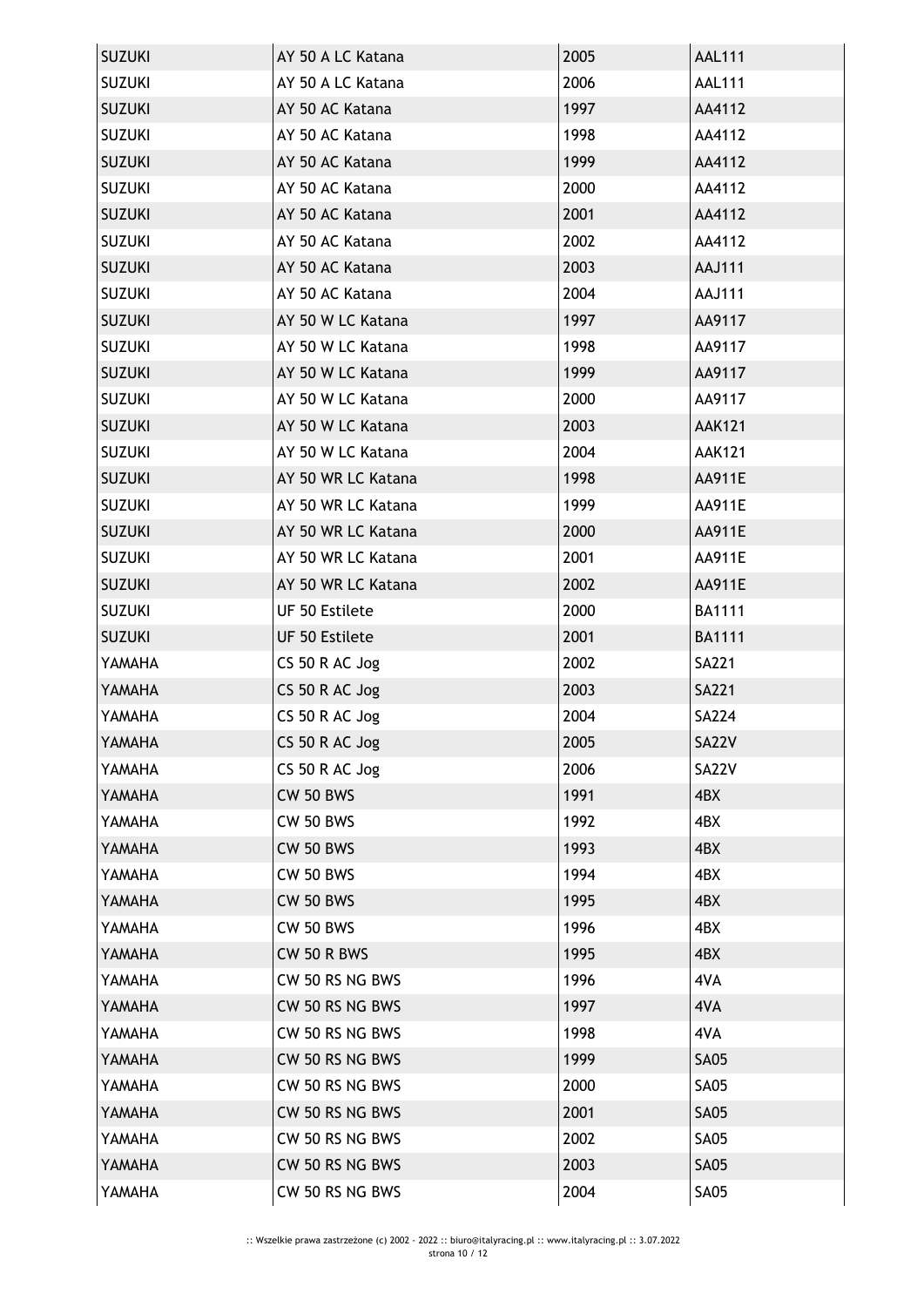| | | | |
|---|---|---|---|
| SUZUKI | AY 50 A LC Katana | 2005 | AAL111 |
| SUZUKI | AY 50 A LC Katana | 2006 | AAL111 |
| SUZUKI | AY 50 AC Katana | 1997 | AA4112 |
| SUZUKI | AY 50 AC Katana | 1998 | AA4112 |
| SUZUKI | AY 50 AC Katana | 1999 | AA4112 |
| SUZUKI | AY 50 AC Katana | 2000 | AA4112 |
| SUZUKI | AY 50 AC Katana | 2001 | AA4112 |
| SUZUKI | AY 50 AC Katana | 2002 | AA4112 |
| SUZUKI | AY 50 AC Katana | 2003 | AAJ111 |
| SUZUKI | AY 50 AC Katana | 2004 | AAJ111 |
| SUZUKI | AY 50 W LC Katana | 1997 | AA9117 |
| SUZUKI | AY 50 W LC Katana | 1998 | AA9117 |
| SUZUKI | AY 50 W LC Katana | 1999 | AA9117 |
| SUZUKI | AY 50 W LC Katana | 2000 | AA9117 |
| SUZUKI | AY 50 W LC Katana | 2003 | AAK121 |
| SUZUKI | AY 50 W LC Katana | 2004 | AAK121 |
| SUZUKI | AY 50 WR LC Katana | 1998 | AA911E |
| SUZUKI | AY 50 WR LC Katana | 1999 | AA911E |
| SUZUKI | AY 50 WR LC Katana | 2000 | AA911E |
| SUZUKI | AY 50 WR LC Katana | 2001 | AA911E |
| SUZUKI | AY 50 WR LC Katana | 2002 | AA911E |
| SUZUKI | UF 50 Estilete | 2000 | BA1111 |
| SUZUKI | UF 50 Estilete | 2001 | BA1111 |
| YAMAHA | CS 50 R AC Jog | 2002 | SA221 |
| YAMAHA | CS 50 R AC Jog | 2003 | SA221 |
| YAMAHA | CS 50 R AC Jog | 2004 | SA224 |
| YAMAHA | CS 50 R AC Jog | 2005 | SA22V |
| YAMAHA | CS 50 R AC Jog | 2006 | SA22V |
| YAMAHA | CW 50 BWS | 1991 | 4BX |
| YAMAHA | CW 50 BWS | 1992 | 4BX |
| YAMAHA | CW 50 BWS | 1993 | 4BX |
| YAMAHA | CW 50 BWS | 1994 | 4BX |
| YAMAHA | CW 50 BWS | 1995 | 4BX |
| YAMAHA | CW 50 BWS | 1996 | 4BX |
| YAMAHA | CW 50 R BWS | 1995 | 4BX |
| YAMAHA | CW 50 RS NG BWS | 1996 | 4VA |
| YAMAHA | CW 50 RS NG BWS | 1997 | 4VA |
| YAMAHA | CW 50 RS NG BWS | 1998 | 4VA |
| YAMAHA | CW 50 RS NG BWS | 1999 | SA05 |
| YAMAHA | CW 50 RS NG BWS | 2000 | SA05 |
| YAMAHA | CW 50 RS NG BWS | 2001 | SA05 |
| YAMAHA | CW 50 RS NG BWS | 2002 | SA05 |
| YAMAHA | CW 50 RS NG BWS | 2003 | SA05 |
| YAMAHA | CW 50 RS NG BWS | 2004 | SA05 |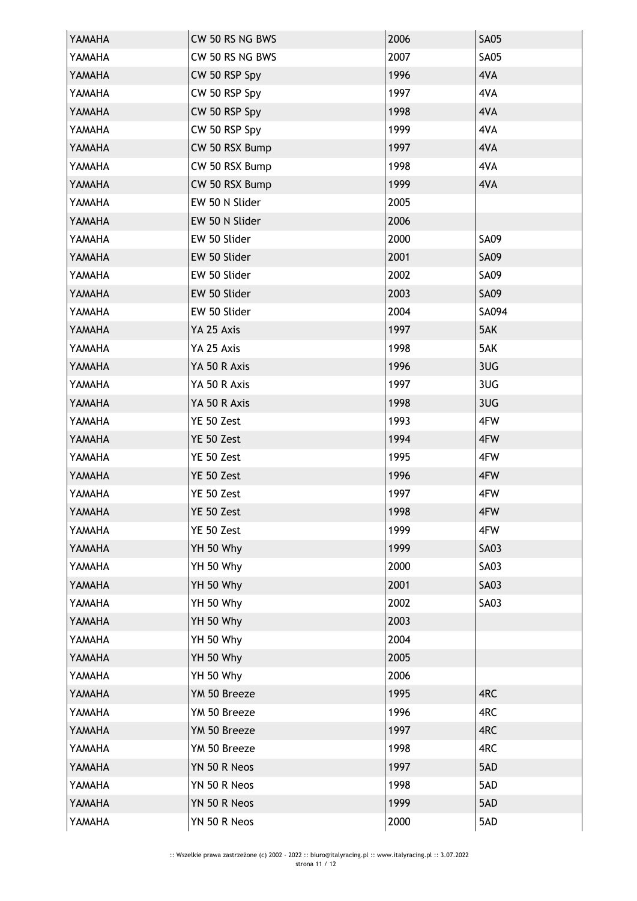| | | | |
|---|---|---|---|
| YAMAHA | CW 50 RS NG BWS | 2006 | SA05 |
| YAMAHA | CW 50 RS NG BWS | 2007 | SA05 |
| YAMAHA | CW 50 RSP Spy | 1996 | 4VA |
| YAMAHA | CW 50 RSP Spy | 1997 | 4VA |
| YAMAHA | CW 50 RSP Spy | 1998 | 4VA |
| YAMAHA | CW 50 RSP Spy | 1999 | 4VA |
| YAMAHA | CW 50 RSX Bump | 1997 | 4VA |
| YAMAHA | CW 50 RSX Bump | 1998 | 4VA |
| YAMAHA | CW 50 RSX Bump | 1999 | 4VA |
| YAMAHA | EW 50 N Slider | 2005 | |
| YAMAHA | EW 50 N Slider | 2006 | |
| YAMAHA | EW 50 Slider | 2000 | SA09 |
| YAMAHA | EW 50 Slider | 2001 | SA09 |
| YAMAHA | EW 50 Slider | 2002 | SA09 |
| YAMAHA | EW 50 Slider | 2003 | SA09 |
| YAMAHA | EW 50 Slider | 2004 | SA094 |
| YAMAHA | YA 25 Axis | 1997 | 5AK |
| YAMAHA | YA 25 Axis | 1998 | 5AK |
| YAMAHA | YA 50 R Axis | 1996 | 3UG |
| YAMAHA | YA 50 R Axis | 1997 | 3UG |
| YAMAHA | YA 50 R Axis | 1998 | 3UG |
| YAMAHA | YE 50 Zest | 1993 | 4FW |
| YAMAHA | YE 50 Zest | 1994 | 4FW |
| YAMAHA | YE 50 Zest | 1995 | 4FW |
| YAMAHA | YE 50 Zest | 1996 | 4FW |
| YAMAHA | YE 50 Zest | 1997 | 4FW |
| YAMAHA | YE 50 Zest | 1998 | 4FW |
| YAMAHA | YE 50 Zest | 1999 | 4FW |
| YAMAHA | YH 50 Why | 1999 | SA03 |
| YAMAHA | YH 50 Why | 2000 | SA03 |
| YAMAHA | YH 50 Why | 2001 | SA03 |
| YAMAHA | YH 50 Why | 2002 | SA03 |
| YAMAHA | YH 50 Why | 2003 | |
| YAMAHA | YH 50 Why | 2004 | |
| YAMAHA | YH 50 Why | 2005 | |
| YAMAHA | YH 50 Why | 2006 | |
| YAMAHA | YM 50 Breeze | 1995 | 4RC |
| YAMAHA | YM 50 Breeze | 1996 | 4RC |
| YAMAHA | YM 50 Breeze | 1997 | 4RC |
| YAMAHA | YM 50 Breeze | 1998 | 4RC |
| YAMAHA | YN 50 R Neos | 1997 | 5AD |
| YAMAHA | YN 50 R Neos | 1998 | 5AD |
| YAMAHA | YN 50 R Neos | 1999 | 5AD |
| YAMAHA | YN 50 R Neos | 2000 | 5AD |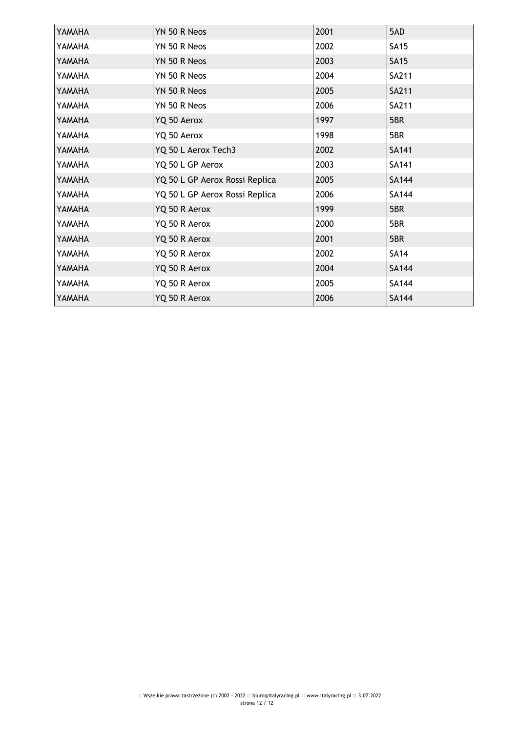| | | | |
|---|---|---|---|
| YAMAHA | YN 50 R Neos | 2001 | 5AD |
| YAMAHA | YN 50 R Neos | 2002 | SA15 |
| YAMAHA | YN 50 R Neos | 2003 | SA15 |
| YAMAHA | YN 50 R Neos | 2004 | SA211 |
| YAMAHA | YN 50 R Neos | 2005 | SA211 |
| YAMAHA | YN 50 R Neos | 2006 | SA211 |
| YAMAHA | YQ 50 Aerox | 1997 | 5BR |
| YAMAHA | YQ 50 Aerox | 1998 | 5BR |
| YAMAHA | YQ 50 L Aerox Tech3 | 2002 | SA141 |
| YAMAHA | YQ 50 L GP Aerox | 2003 | SA141 |
| YAMAHA | YQ 50 L GP Aerox Rossi Replica | 2005 | SA144 |
| YAMAHA | YQ 50 L GP Aerox Rossi Replica | 2006 | SA144 |
| YAMAHA | YQ 50 R Aerox | 1999 | 5BR |
| YAMAHA | YQ 50 R Aerox | 2000 | 5BR |
| YAMAHA | YQ 50 R Aerox | 2001 | 5BR |
| YAMAHA | YQ 50 R Aerox | 2002 | SA14 |
| YAMAHA | YQ 50 R Aerox | 2004 | SA144 |
| YAMAHA | YQ 50 R Aerox | 2005 | SA144 |
| YAMAHA | YQ 50 R Aerox | 2006 | SA144 |

:: Wszelkie prawa zastrzeżone (c) 2002 - 2022 :: biuro@italyracing.pl :: www.italyracing.pl :: 3.07.2022